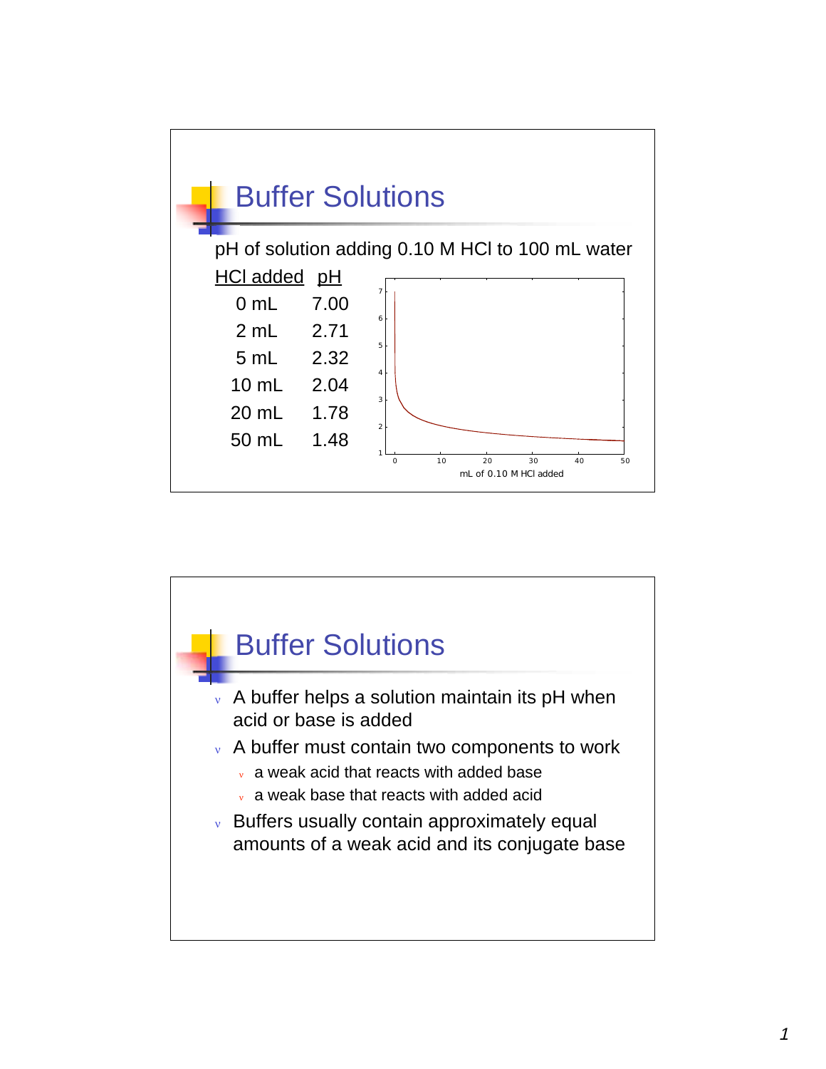## Buffer Solutions

pH of solution adding 0.10 M HCl to 100 mL water

| HCl added | pH |
|---|---|
| 0 mL | 7.00 |
| 2 mL | 2.71 |
| 5 mL | 2.32 |
| 10 mL | 2.04 |
| 20 mL | 1.78 |
| 50 mL | 1.48 |

mL of 0.10 M HCl added

## Buffer Solutions

- A buffer helps a solution maintain its pH when acid or base is added
- A buffer must contain two components to work
  - a weak acid that reacts with added base
  - a weak base that reacts with added acid
- Buffers usually contain approximately equal amounts of a weak acid and its conjugate base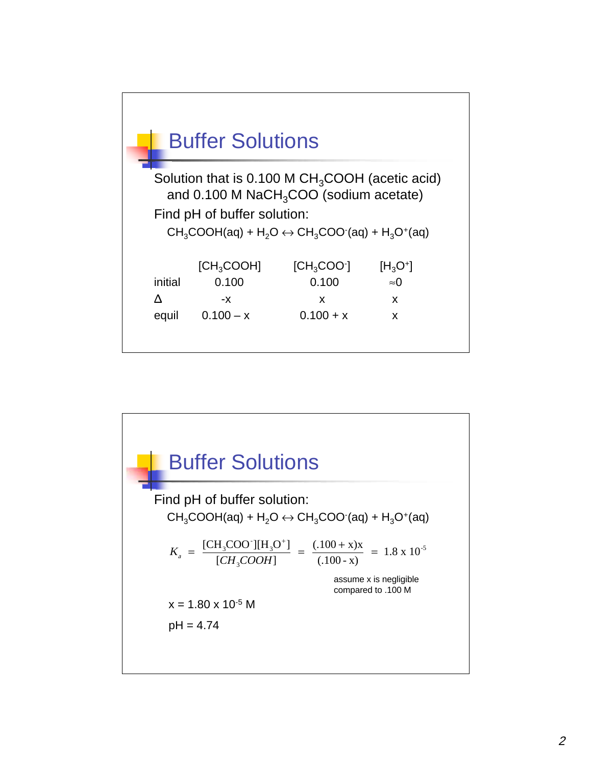## Buffer Solutions

Solution that is 0.100 M $CH_3COOH$ (acetic acid) and 0.100 M $NaCH_3COO$ (sodium acetate)

Find pH of buffer solution:

$CH_3COOH(aq) + H_2O \leftrightarrow CH_3COO^-(aq) + H_3O^+(aq)$

| | $[CH_3COOH]$ | $[CH_3COO^-]$ | $[H_3O^+]$ |
|---|---|---|---|
| initial | 0.100 | 0.100 | ≈0 |
| Δ | -x | x | x |
| equil | 0.100 – x | 0.100 + x | x |

## Buffer Solutions

Find pH of buffer solution:

$CH_3COOH(aq) + H_2O \leftrightarrow CH_3COO^-(aq) + H_3O^+(aq)$

$$K_a = \frac{[CH_3COO^-][H_3O^+]}{[CH_3COOH]} = \frac{(.100 + x)x}{(.100 - x)} = 1.8 \times 10^{-5}$$

assume x is negligible compared to .100 M

$x = 1.80 \times 10^{-5}$ M

pH = 4.74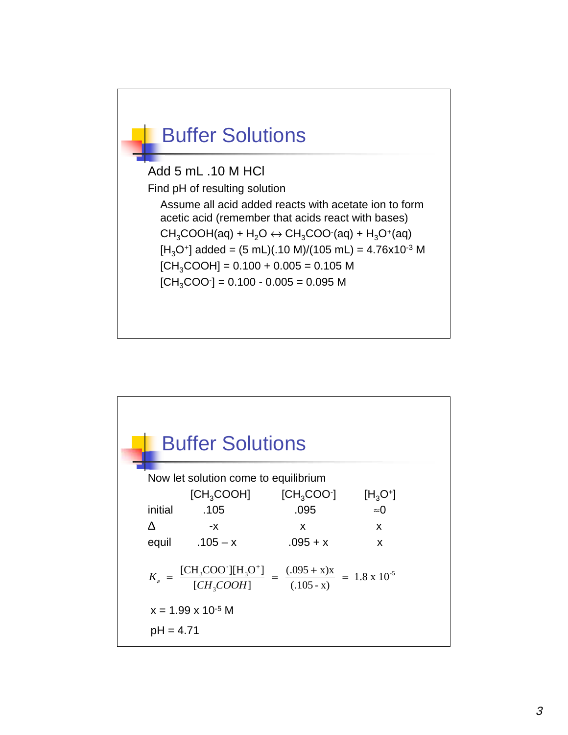## Buffer Solutions

Add 5 mL .10 M HCl

Find pH of resulting solution

- Assume all acid added reacts with acetate ion to form acetic acid (remember that acids react with bases)
- $CH_3COOH(aq) + H_2O \leftrightarrow CH_3COO^-(aq) + H_3O^+(aq)$
- $[H_3O^+]$ added = (5 mL)(.10 M)/(105 mL) = $4.76 \times 10^{-3}$ M
- $[CH_3COOH]$ = 0.100 + 0.005 = 0.105 M
- $[CH_3COO^-]$ = 0.100 - 0.005 = 0.095 M

## Buffer Solutions

Now let solution come to equilibrium

| | $[CH_3COOH]$ | $[CH_3COO^-]$ | $[H_3O^+]$ |
|---|---|---|---|
| initial | .105 | .095 | $\approx 0$ |
| Δ | -x | x | x |
| equil | .105 – x | .095 + x | x |

$$K_a = \frac{[CH_3COO^-][H_3O^+]}{[CH_3COOH]} = \frac{(.095 + x)x}{(.105 - x)} = 1.8 \times 10^{-5}$$

x = $1.99 \times 10^{-5}$ M

pH = 4.71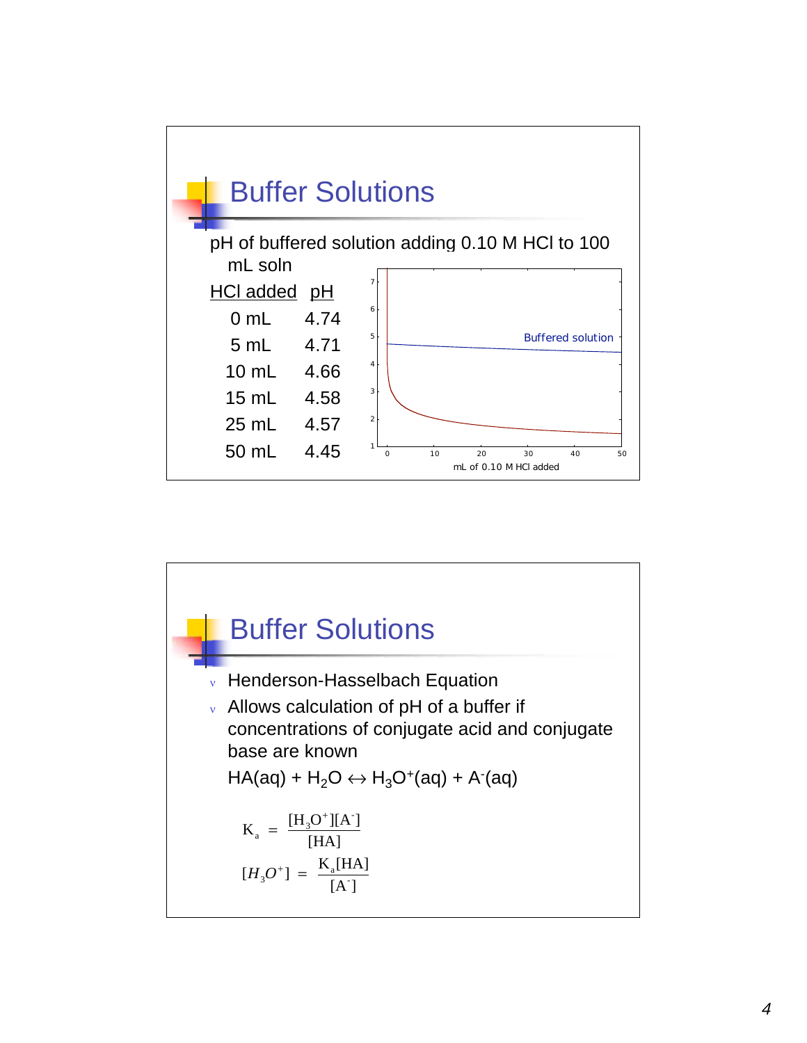## Buffer Solutions

pH of buffered solution adding 0.10 M HCl to 100 mL soln

| HCl added | pH |
|---|---|
| 0 mL | 4.74 |
| 5 mL | 4.71 |
| 10 mL | 4.66 |
| 15 mL | 4.58 |
| 25 mL | 4.57 |
| 50 mL | 4.45 |

## Buffer Solutions

- Henderson-Hasselbach Equation
- Allows calculation of pH of a buffer if concentrations of conjugate acid and conjugate base are known

$HA(aq) + H_2O \leftrightarrow H_3O^+(aq) + A^-(aq)$

$$K_a = \frac{[H_3O^+][A^-]}{[HA]}$$

$$[H_3O^+] = \frac{K_a[HA]}{[A^-]}$$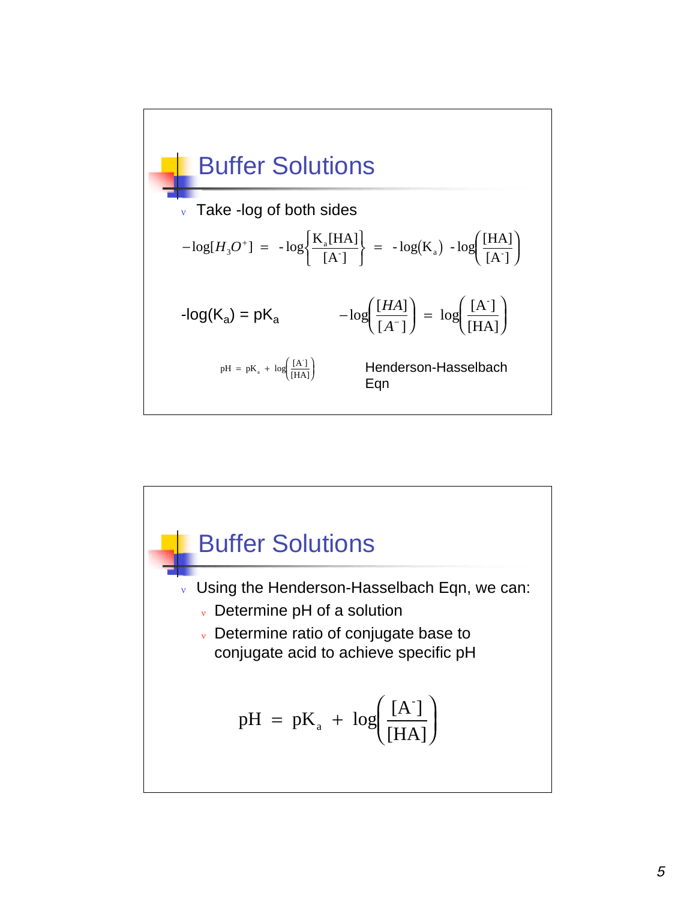## Buffer Solutions

- Take -log of both sides

$$-\log[H_3O^+] \;=\; -\log\left\{\frac{K_a[HA]}{[A^-]}\right\} \;=\; -\log(K_a)\; -\log\left(\frac{[HA]}{[A^-]}\right)$$

$-\log(K_a) = pK_a$

$$-\log\left(\frac{[HA]}{[A^-]}\right) \;=\; \log\left(\frac{[A^-]}{[HA]}\right)$$

$$pH \;=\; pK_a \;+\; \log\left(\frac{[A^-]}{[HA]}\right)$$

Henderson-Hasselbach Eqn

## Buffer Solutions

- Using the Henderson-Hasselbach Eqn, we can:
  - Determine pH of a solution
  - Determine ratio of conjugate base to conjugate acid to achieve specific pH

$$pH \;=\; pK_a \;+\; \log\left(\frac{[A^-]}{[HA]}\right)$$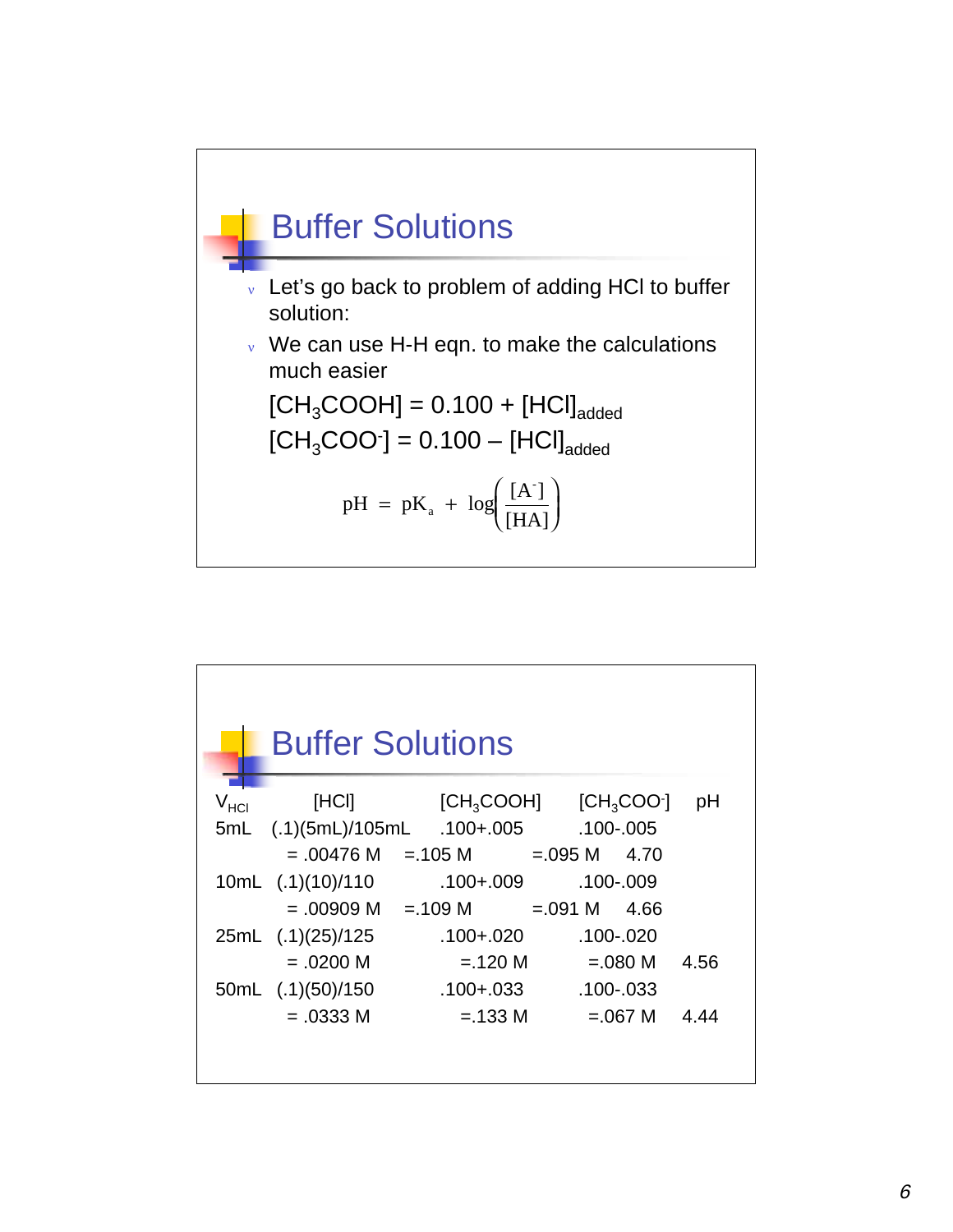## Buffer Solutions

- Let's go back to problem of adding HCl to buffer solution:
- We can use H-H eqn. to make the calculations much easier

$[CH_3COOH] = 0.100 + [HCl]_{added}$

$[CH_3COO^-] = 0.100 - [HCl]_{added}$

$$pH = pK_a + \log\left(\frac{[A^-]}{[HA]}\right)$$

## Buffer Solutions

| $V_{HCl}$ | [HCl] | $[CH_3COOH]$ | $[CH_3COO^-]$ | pH |
|---|---|---|---|---|
| 5mL | (.1)(5mL)/105mL = .00476 M | .100+.005 = .105 M | .100-.005 = .095 M | 4.70 |
| 10mL | (.1)(10)/110 = .00909 M | .100+.009 = .109 M | .100-.009 = .091 M | 4.66 |
| 25mL | (.1)(25)/125 = .0200 M | .100+.020 = .120 M | .100-.020 = .080 M | 4.56 |
| 50mL | (.1)(50)/150 = .0333 M | .100+.033 = .133 M | .100-.033 = .067 M | 4.44 |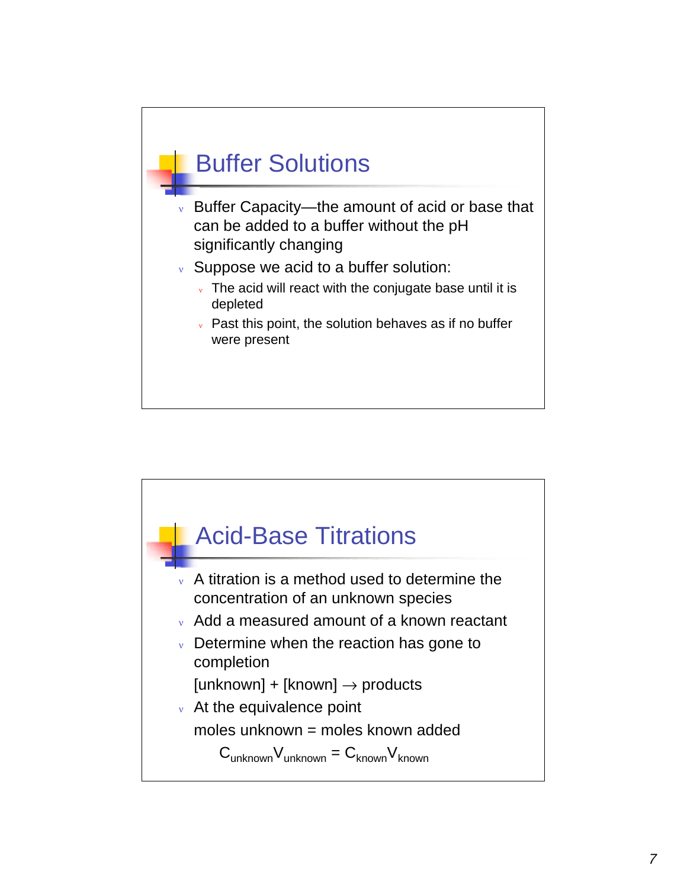## Buffer Solutions

- Buffer Capacity—the amount of acid or base that can be added to a buffer without the pH significantly changing
- Suppose we acid to a buffer solution:
  - The acid will react with the conjugate base until it is depleted
  - Past this point, the solution behaves as if no buffer were present

## Acid-Base Titrations

- A titration is a method used to determine the concentration of an unknown species
- Add a measured amount of a known reactant
- Determine when the reaction has gone to completion

  [unknown] + [known] $\rightarrow$ products
- At the equivalence point

  moles unknown = moles known added

  $$C_{unknown}V_{unknown} = C_{known}V_{known}$$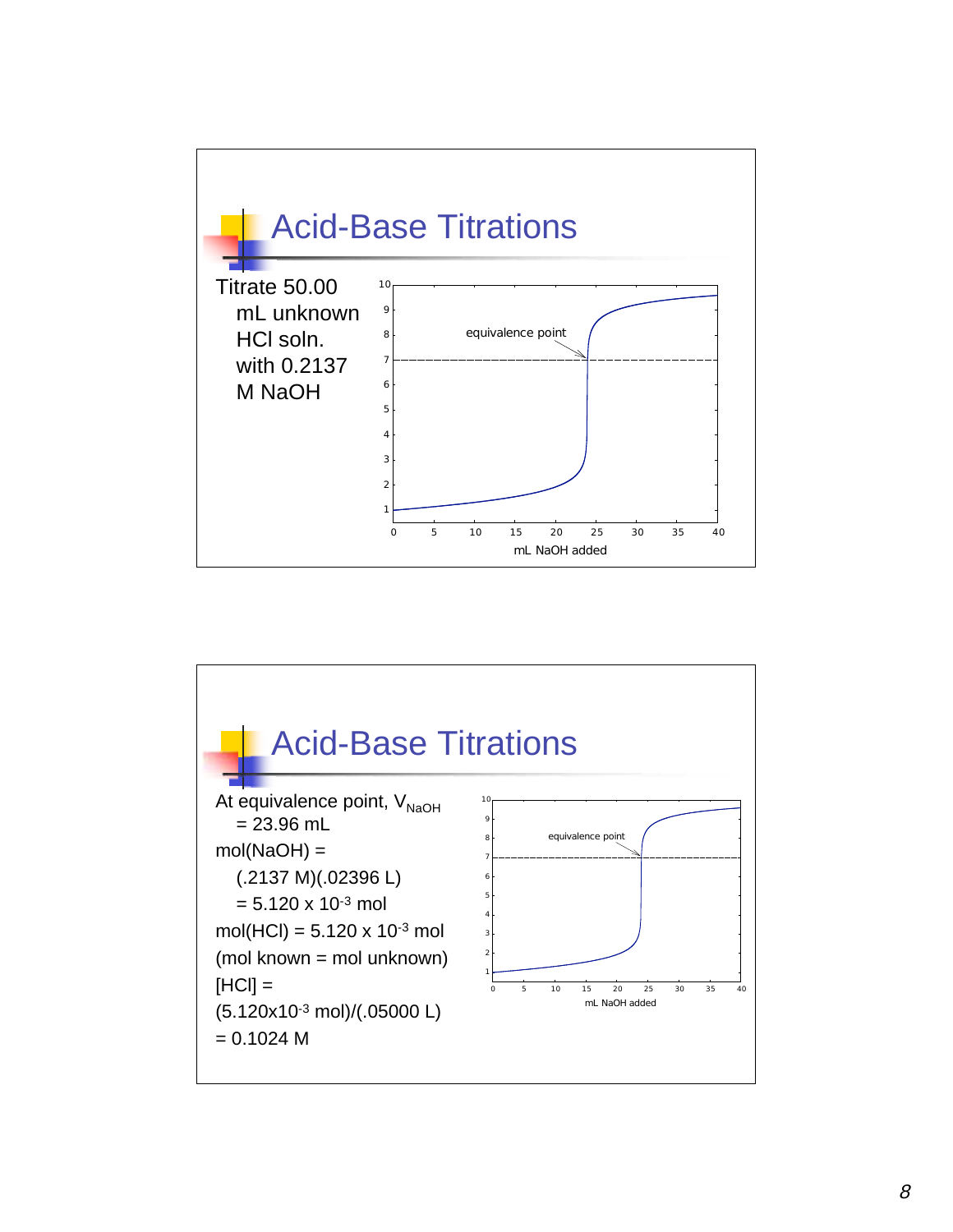## Acid-Base Titrations

Titrate 50.00 mL unknown HCl soln. with 0.2137 M NaOH

## Acid-Base Titrations

At equivalence point, $V_{NaOH}$ = 23.96 mL

mol(NaOH) = (.2137 M)(.02396 L) = $5.120 \times 10^{-3}$ mol

mol(HCl) = $5.120 \times 10^{-3}$ mol

(mol known = mol unknown)

[HCl] = ($5.120 \times 10^{-3}$ mol)/(.05000 L)

= 0.1024 M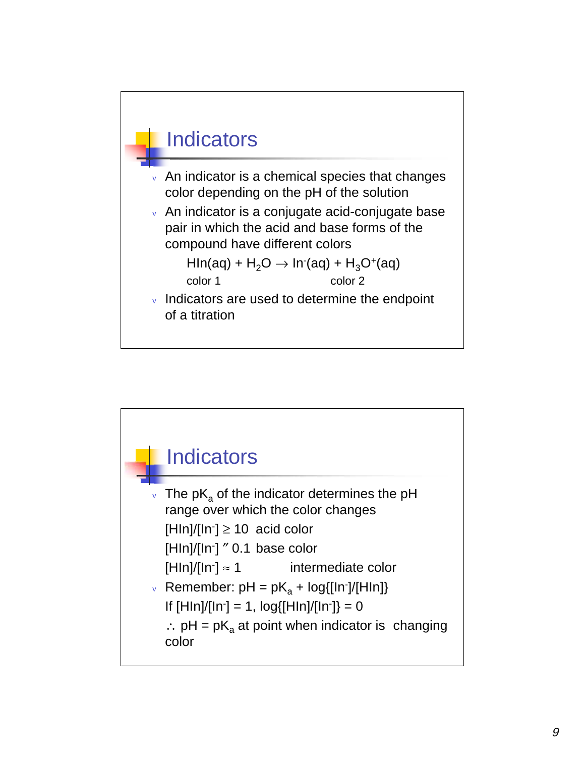## Indicators

- An indicator is a chemical species that changes color depending on the pH of the solution
- An indicator is a conjugate acid-conjugate base pair in which the acid and base forms of the compound have different colors

  $HIn(aq) + H_2O \rightarrow In^-(aq) + H_3O^+(aq)$

  color 1 color 2

- Indicators are used to determine the endpoint of a titration

## Indicators

- The $pK_a$ of the indicator determines the pH range over which the color changes

  $[HIn]/[In^-] \geq 10$ acid color

  $[HIn]/[In^-]$ ″ 0.1 base color

  $[HIn]/[In^-] \approx 1$ intermediate color

- Remember: $pH = pK_a + \log\{[In^-]/[HIn]\}$

  If $[HIn]/[In^-] = 1$, $\log\{[HIn]/[In^-]\} = 0$

  $\therefore$ $pH = pK_a$ at point when indicator is changing color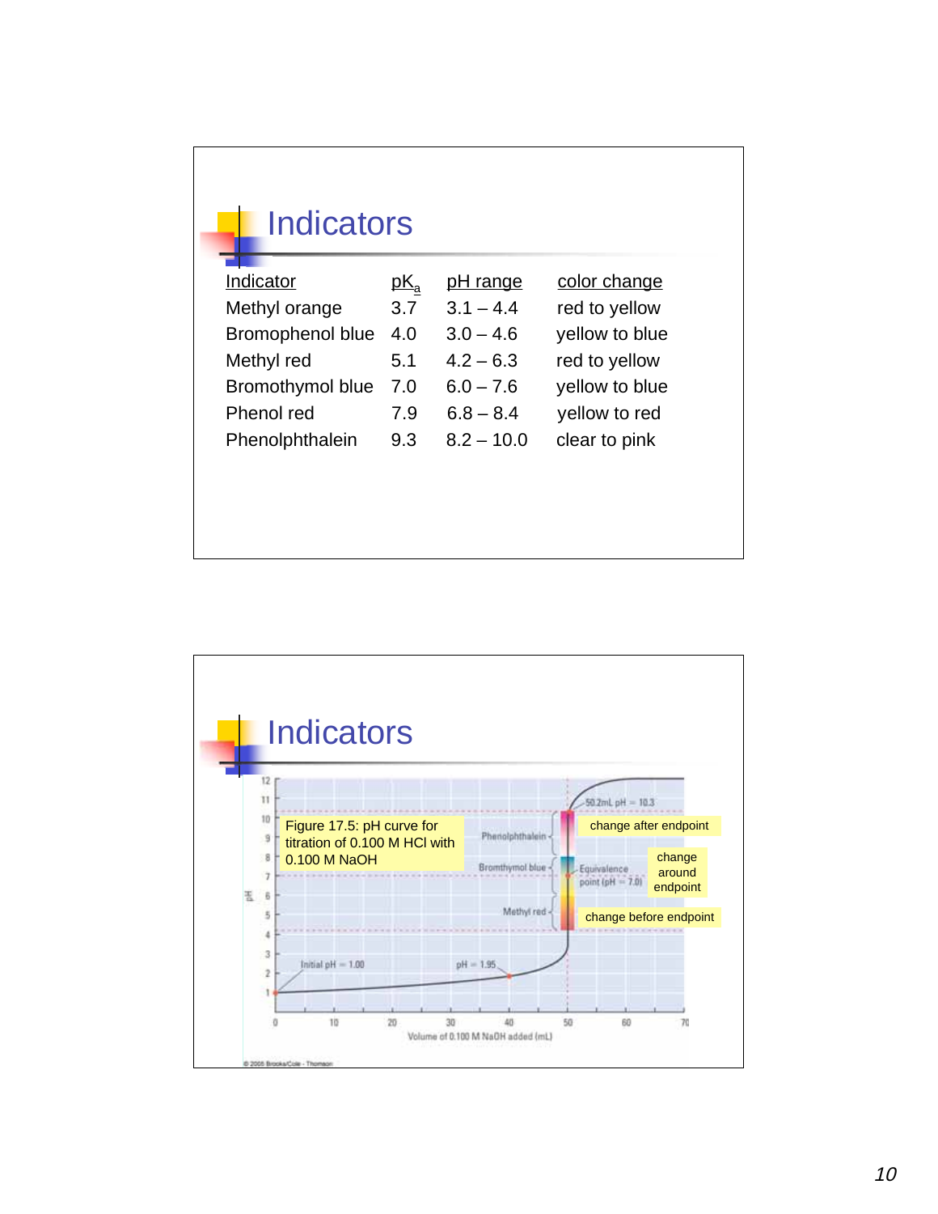# Indicators

| Indicator | $pK_a$ | pH range | color change |
|---|---|---|---|
| Methyl orange | 3.7 | 3.1 – 4.4 | red to yellow |
| Bromophenol blue | 4.0 | 3.0 – 4.6 | yellow to blue |
| Methyl red | 5.1 | 4.2 – 6.3 | red to yellow |
| Bromothymol blue | 7.0 | 6.0 – 7.6 | yellow to blue |
| Phenol red | 7.9 | 6.8 – 8.4 | yellow to red |
| Phenolphthalein | 9.3 | 8.2 – 10.0 | clear to pink |

# Indicators

Figure 17.5: pH curve for titration of 0.100 M HCl with 0.100 M NaOH

change after endpoint

change around endpoint

change before endpoint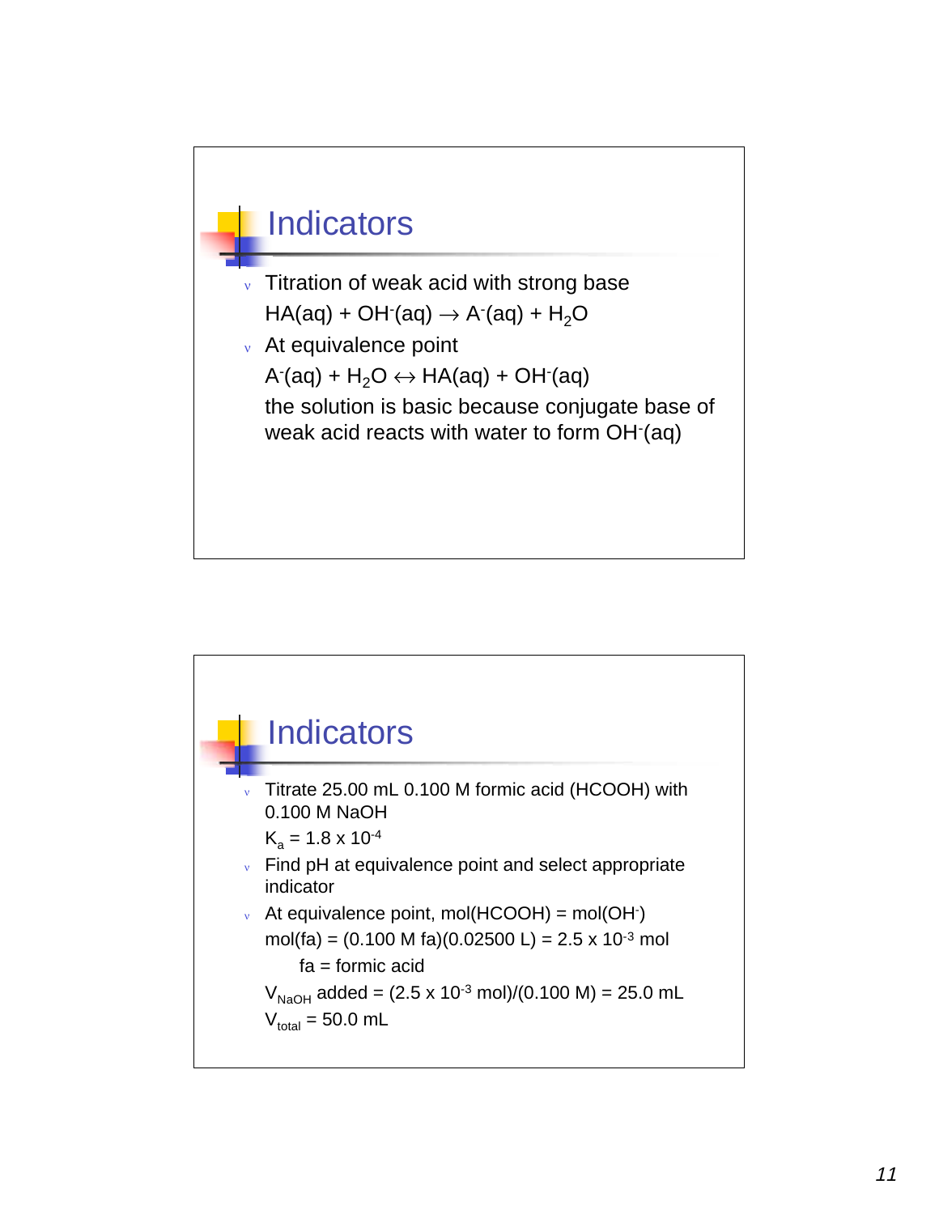## Indicators

- Titration of weak acid with strong base

  $HA(aq) + OH^-(aq) \rightarrow A^-(aq) + H_2O$
- At equivalence point

  $A^-(aq) + H_2O \leftrightarrow HA(aq) + OH^-(aq)$

  the solution is basic because conjugate base of weak acid reacts with water to form $OH^-(aq)$

## Indicators

- Titrate 25.00 mL 0.100 M formic acid (HCOOH) with 0.100 M NaOH

  $K_a = 1.8 \times 10^{-4}$
- Find pH at equivalence point and select appropriate indicator
- At equivalence point, mol(HCOOH) = mol($OH^-$)

  mol(fa) = (0.100 M fa)(0.02500 L) = $2.5 \times 10^{-3}$ mol

  fa = formic acid

  $V_{NaOH}$ added = ($2.5 \times 10^{-3}$ mol)/(0.100 M) = 25.0 mL

  $V_{total}$ = 50.0 mL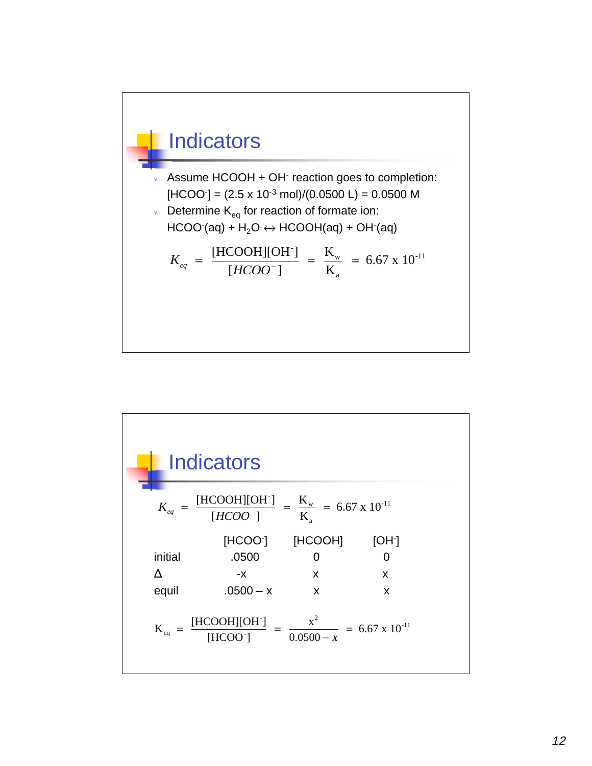## Indicators

- Assume $HCOOH + OH^-$ reaction goes to completion:
  $[HCOO^-] = (2.5 \times 10^{-3}\ \text{mol})/(0.0500\ \text{L}) = 0.0500\ \text{M}$
- Determine $K_{eq}$ for reaction of formate ion:
  $HCOO^-(aq) + H_2O \leftrightarrow HCOOH(aq) + OH^-(aq)$

$$K_{eq} = \frac{[\text{HCOOH}][\text{OH}^-]}{[HCOO^-]} = \frac{K_w}{K_a} = 6.67 \times 10^{-11}$$

## Indicators

$$K_{eq} = \frac{[\text{HCOOH}][\text{OH}^-]}{[HCOO^-]} = \frac{K_w}{K_a} = 6.67 \times 10^{-11}$$

| | $[HCOO^-]$ | $[HCOOH]$ | $[OH^-]$ |
|---|---|---|---|
| initial | .0500 | 0 | 0 |
| Δ | -x | x | x |
| equil | .0500 – x | x | x |

$$K_{eq} = \frac{[\text{HCOOH}][\text{OH}^-]}{[\text{HCOO}^-]} = \frac{x^2}{0.0500 - x} = 6.67 \times 10^{-11}$$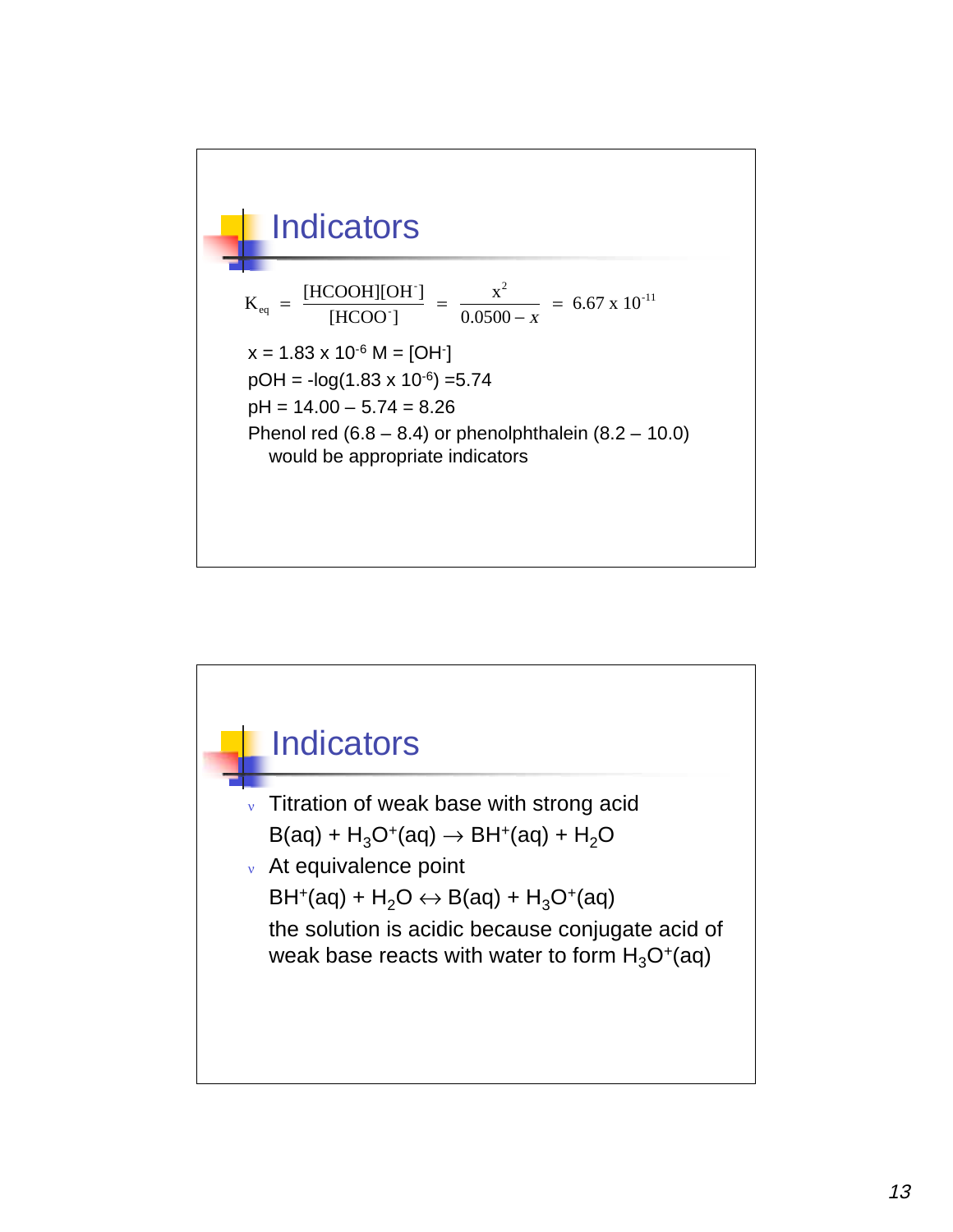## Indicators

$$K_{eq} = \frac{[HCOOH][OH^-]}{[HCOO^-]} = \frac{x^2}{0.0500 - x} = 6.67 \times 10^{-11}$$

$x = 1.83 \times 10^{-6}$ M = $[OH^-]$

pOH = $-\log(1.83 \times 10^{-6})$ =5.74

pH = 14.00 – 5.74 = 8.26

Phenol red (6.8 – 8.4) or phenolphthalein (8.2 – 10.0) would be appropriate indicators

## Indicators

- Titration of weak base with strong acid

  $B(aq) + H_3O^+(aq) \rightarrow BH^+(aq) + H_2O$

- At equivalence point

  $BH^+(aq) + H_2O \leftrightarrow B(aq) + H_3O^+(aq)$

  the solution is acidic because conjugate acid of weak base reacts with water to form $H_3O^+(aq)$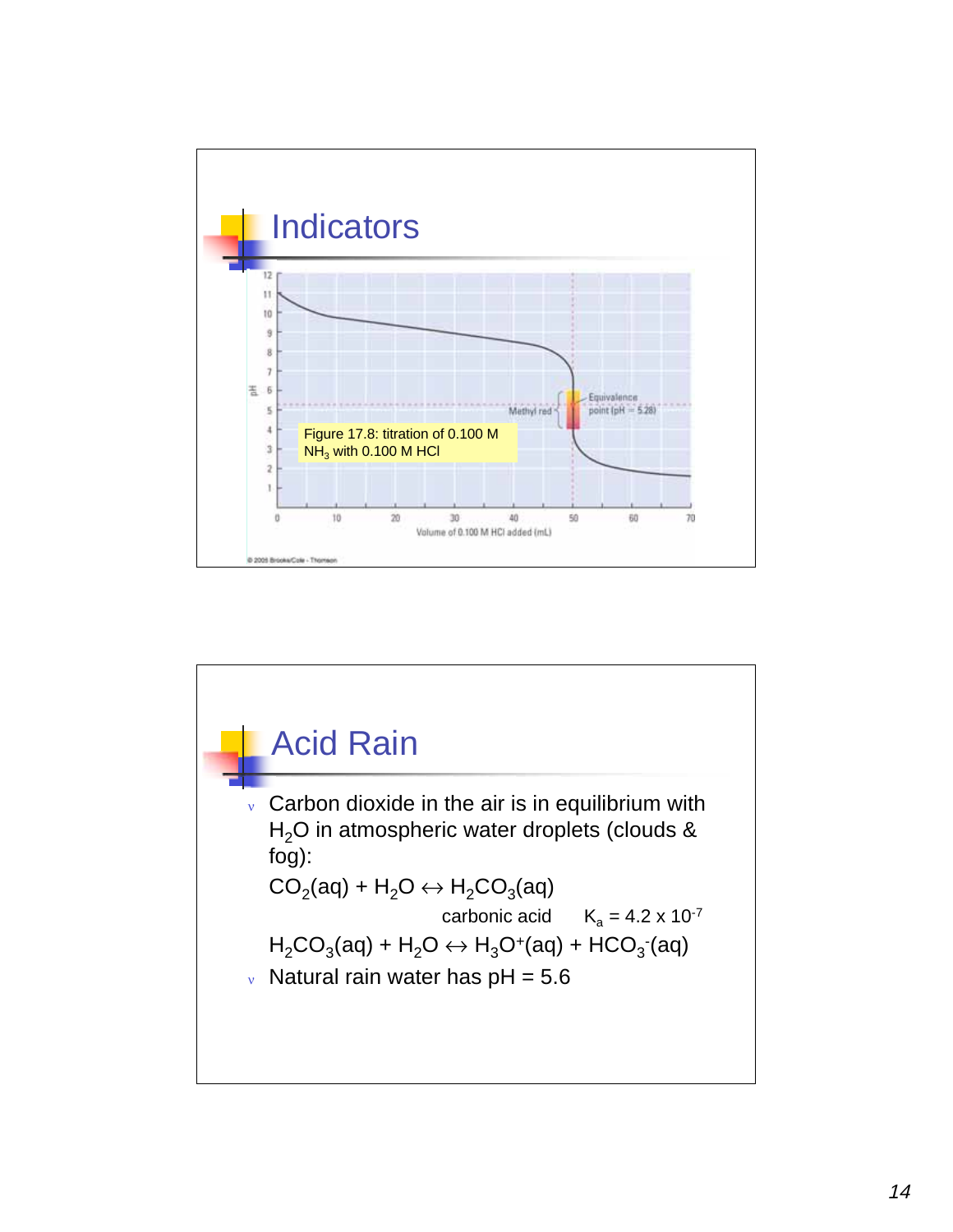## Indicators

Figure 17.8: titration of 0.100 M $NH_3$ with 0.100 M HCl

Methyl red

Equivalence point (pH = 5.28)

Volume of 0.100 M HCl added (mL)

pH

© 2005 Brooks/Cole - Thomson

## Acid Rain

- Carbon dioxide in the air is in equilibrium with $H_2O$ in atmospheric water droplets (clouds & fog):

  $CO_2(aq) + H_2O \leftrightarrow H_2CO_3(aq)$

  carbonic acid $\quad K_a = 4.2 \times 10^{-7}$

  $H_2CO_3(aq) + H_2O \leftrightarrow H_3O^+(aq) + HCO_3^-(aq)$

- Natural rain water has pH = 5.6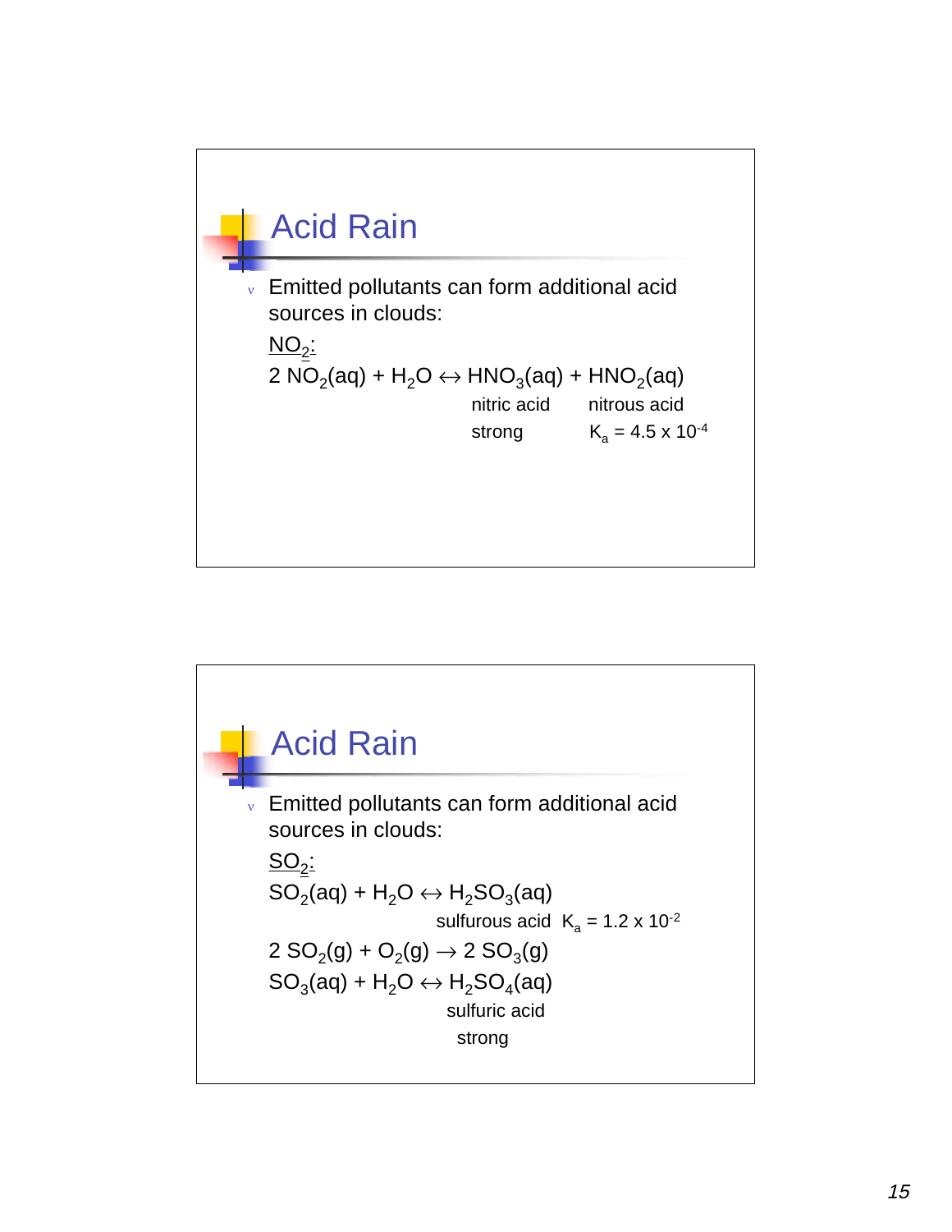## Acid Rain

- Emitted pollutants can form additional acid sources in clouds:

  <u>$NO_2$:</u>

  $2\ NO_2(aq) + H_2O \leftrightarrow HNO_3(aq) + HNO_2(aq)$

  | | $HNO_3(aq)$ | $HNO_2(aq)$ |
  |---|---|---|
  | | nitric acid | nitrous acid |
  | | strong | $K_a = 4.5 \times 10^{-4}$ |

## Acid Rain

- Emitted pollutants can form additional acid sources in clouds:

  <u>$SO_2$:</u>

  $SO_2(aq) + H_2O \leftrightarrow H_2SO_3(aq)$

  sulfurous acid $K_a = 1.2 \times 10^{-2}$

  $2\ SO_2(g) + O_2(g) \rightarrow 2\ SO_3(g)$

  $SO_3(aq) + H_2O \leftrightarrow H_2SO_4(aq)$

  sulfuric acid

  strong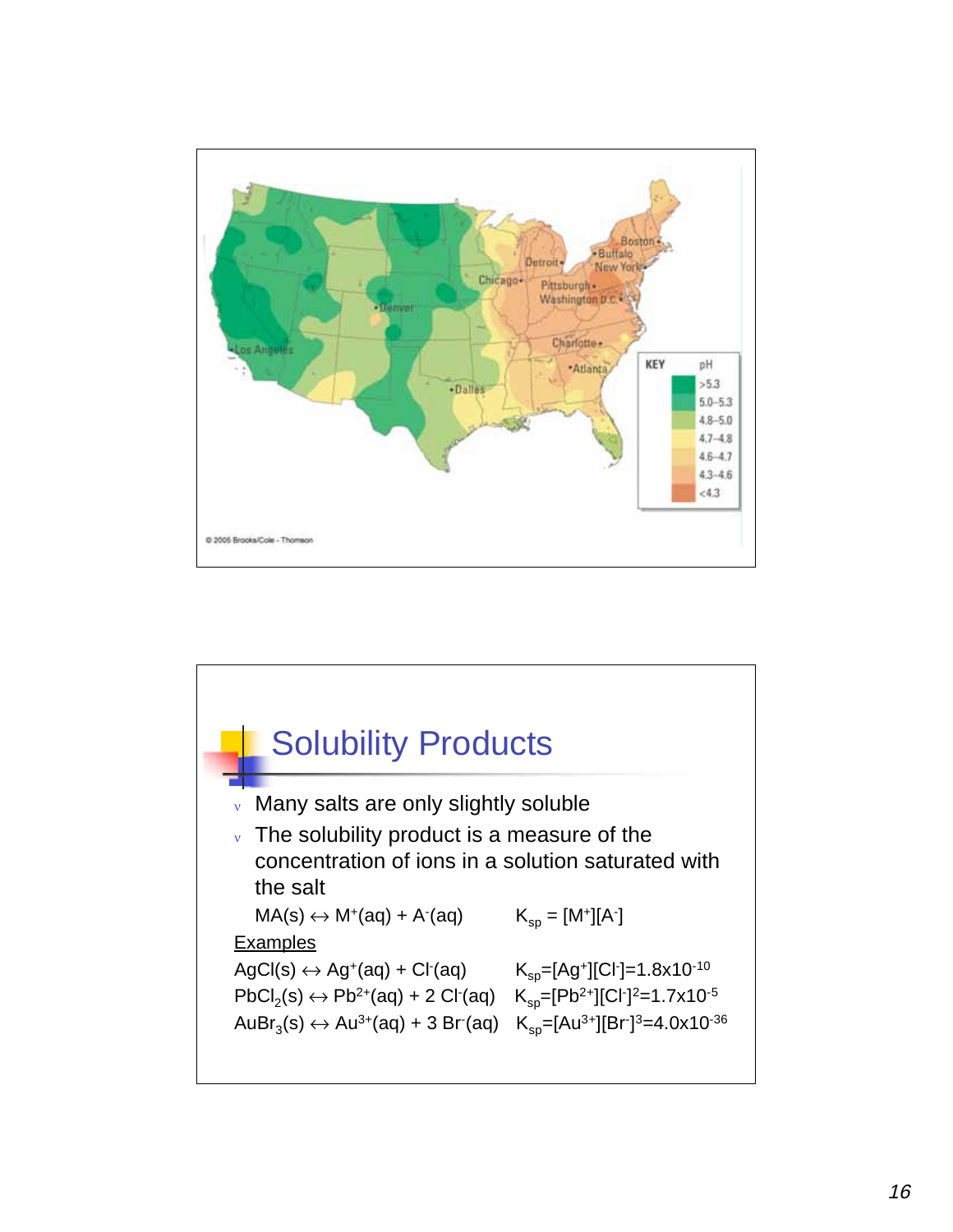## Solubility Products

- Many salts are only slightly soluble
- The solubility product is a measure of the concentration of ions in a solution saturated with the salt

  $MA(s) \leftrightarrow M^+(aq) + A^-(aq)$ $K_{sp} = [M^+][A^-]$

Examples

$AgCl(s) \leftrightarrow Ag^+(aq) + Cl^-(aq)$ $K_{sp}=[Ag^+][Cl^-]=1.8 \times 10^{-10}$

$PbCl_2(s) \leftrightarrow Pb^{2+}(aq) + 2\ Cl^-(aq)$ $K_{sp}=[Pb^{2+}][Cl^-]^2=1.7 \times 10^{-5}$

$AuBr_3(s) \leftrightarrow Au^{3+}(aq) + 3\ Br^-(aq)$ $K_{sp}=[Au^{3+}][Br^-]^3=4.0 \times 10^{-36}$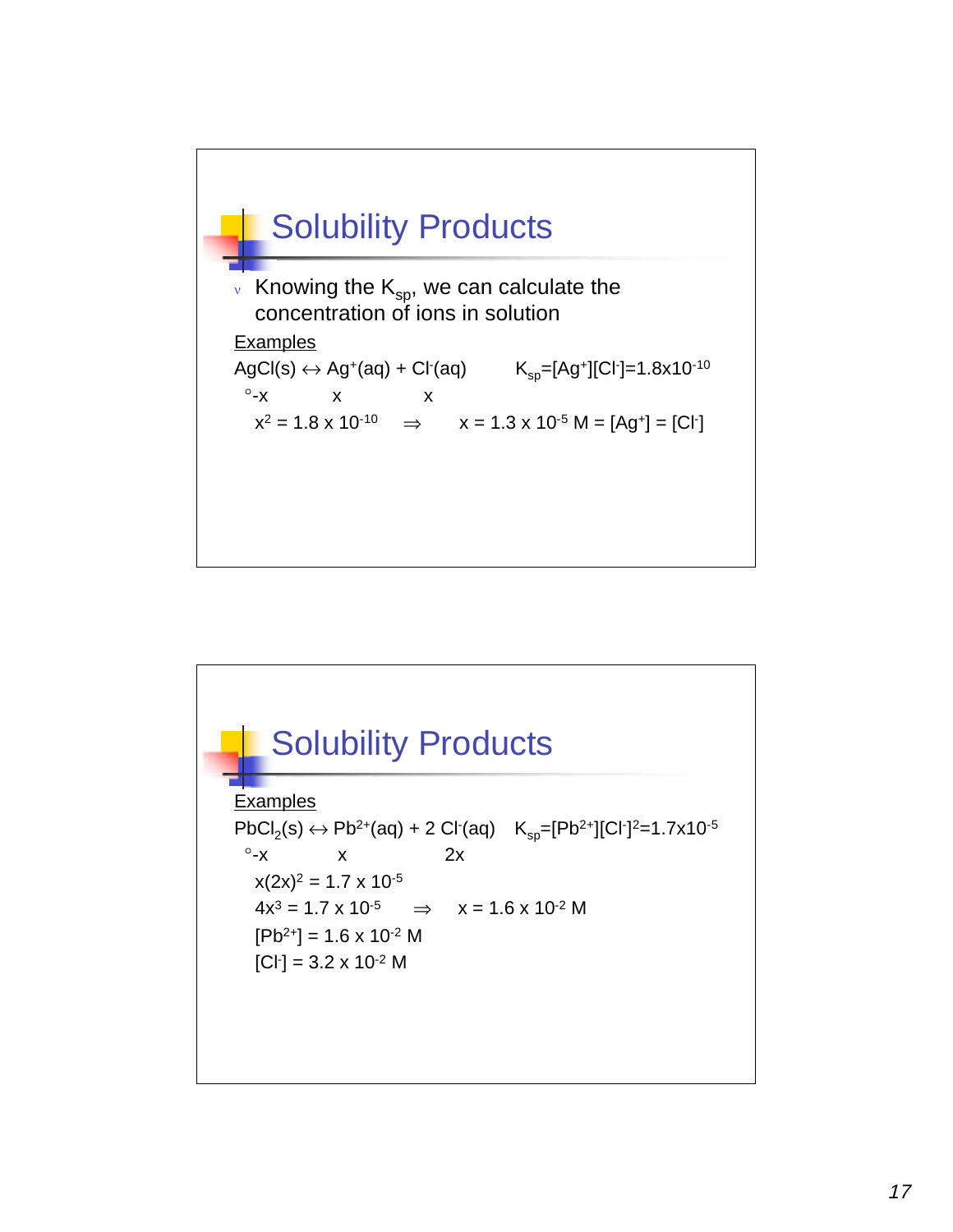## Solubility Products

- Knowing the $K_{sp}$, we can calculate the concentration of ions in solution

Examples

$AgCl(s) \leftrightarrow Ag^+(aq) + Cl^-(aq)$ $\quad K_{sp}=[Ag^+][Cl^-]=1.8\times10^{-10}$

$\circ$-x $\quad$ x $\quad$ x

$x^2 = 1.8 \times 10^{-10} \quad \Rightarrow \quad x = 1.3 \times 10^{-5}$ M $= [Ag^+] = [Cl^-]$

## Solubility Products

Examples

$PbCl_2(s) \leftrightarrow Pb^{2+}(aq) + 2\ Cl^-(aq)$ $\quad K_{sp}=[Pb^{2+}][Cl^-]^2=1.7\times10^{-5}$

$\circ$-x $\quad$ x $\quad$ 2x

$x(2x)^2 = 1.7 \times 10^{-5}$

$4x^3 = 1.7 \times 10^{-5} \quad \Rightarrow \quad x = 1.6 \times 10^{-2}$ M

$[Pb^{2+}] = 1.6 \times 10^{-2}$ M

$[Cl^-] = 3.2 \times 10^{-2}$ M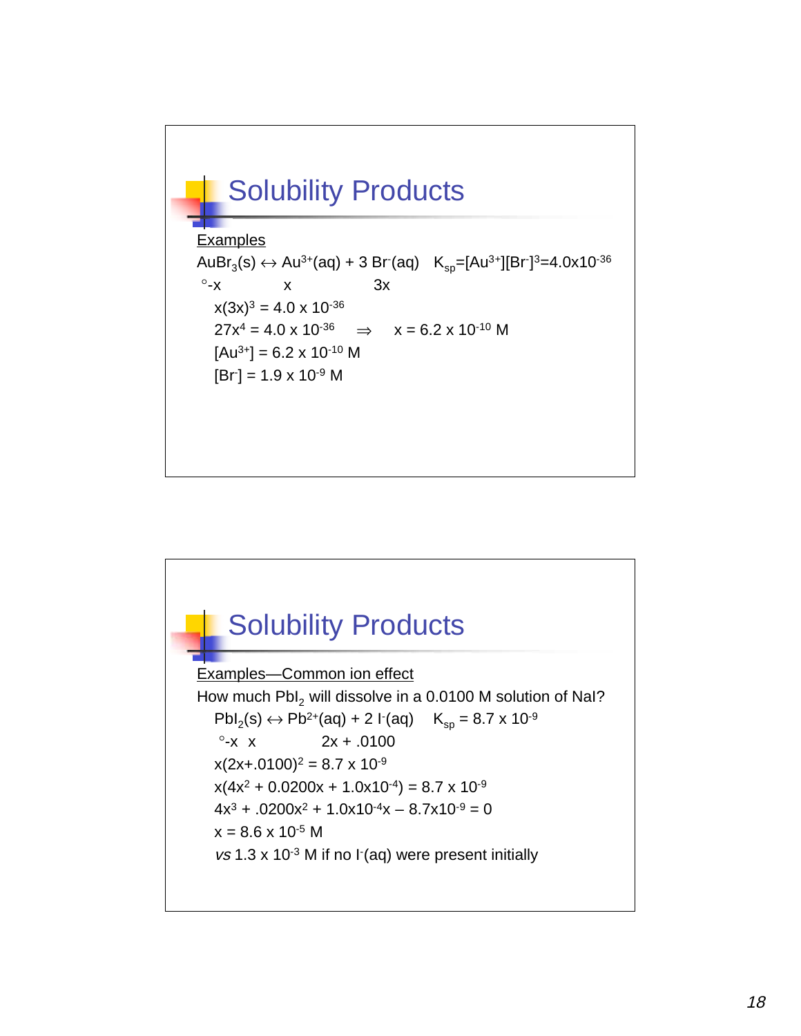## Solubility Products

Examples

$AuBr_3(s) \leftrightarrow Au^{3+}(aq) + 3\ Br^-(aq)$ $K_{sp}=[Au^{3+}][Br^-]^3=4.0\times10^{-36}$

°-x x 3x

$x(3x)^3 = 4.0 \times 10^{-36}$

$27x^4 = 4.0 \times 10^{-36}$ $\Rightarrow$ $x = 6.2 \times 10^{-10}$ M

$[Au^{3+}] = 6.2 \times 10^{-10}$ M

$[Br^-] = 1.9 \times 10^{-9}$ M

## Solubility Products

Examples—Common ion effect

How much $PbI_2$ will dissolve in a 0.0100 M solution of NaI?

$PbI_2(s) \leftrightarrow Pb^{2+}(aq) + 2\ I^-(aq)$ $K_{sp} = 8.7 \times 10^{-9}$

°-x x 2x + .0100

$x(2x+.0100)^2 = 8.7 \times 10^{-9}$

$x(4x^2 + 0.0200x + 1.0\times10^{-4}) = 8.7 \times 10^{-9}$

$4x^3 + .0200x^2 + 1.0\times10^{-4}x - 8.7\times10^{-9} = 0$

$x = 8.6 \times 10^{-5}$ M

*vs* $1.3 \times 10^{-3}$ M if no $I^-(aq)$ were present initially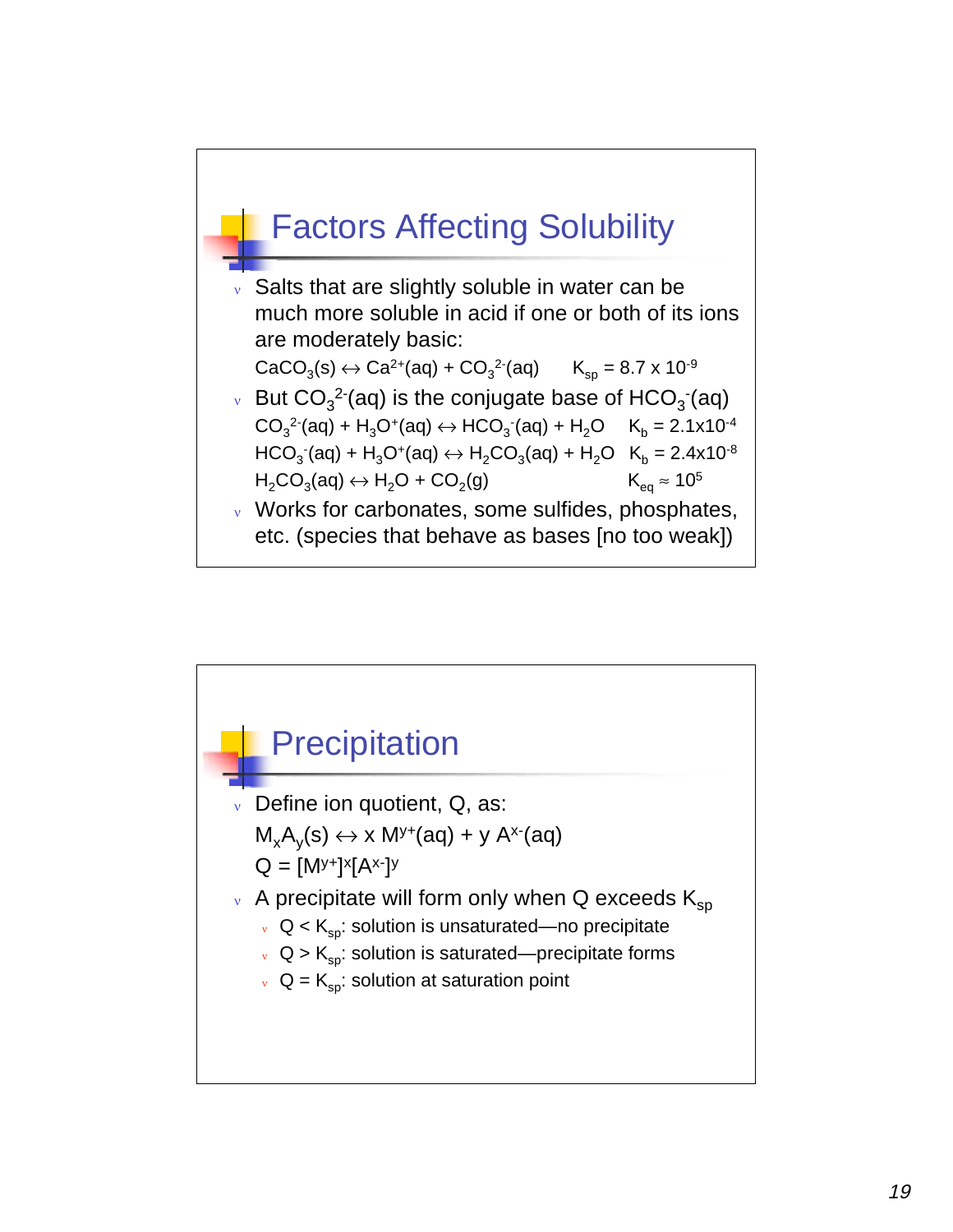## Factors Affecting Solubility

- Salts that are slightly soluble in water can be much more soluble in acid if one or both of its ions are moderately basic:

  $CaCO_3(s) \leftrightarrow Ca^{2+}(aq) + CO_3^{2-}(aq)$ $K_{sp} = 8.7 \times 10^{-9}$

- But $CO_3^{2-}(aq)$ is the conjugate base of $HCO_3^-(aq)$

  $CO_3^{2-}(aq) + H_3O^+(aq) \leftrightarrow HCO_3^-(aq) + H_2O$ $K_b = 2.1 \times 10^{-4}$

  $HCO_3^-(aq) + H_3O^+(aq) \leftrightarrow H_2CO_3(aq) + H_2O$ $K_b = 2.4 \times 10^{-8}$

  $H_2CO_3(aq) \leftrightarrow H_2O + CO_2(g)$ $K_{eq} \approx 10^5$

- Works for carbonates, some sulfides, phosphates, etc. (species that behave as bases [no too weak])

## Precipitation

- Define ion quotient, Q, as:

  $M_xA_y(s) \leftrightarrow x\, M^{y+}(aq) + y\, A^{x-}(aq)$

  $Q = [M^{y+}]^x[A^{x-}]^y$

- A precipitate will form only when Q exceeds $K_{sp}$
  - $Q < K_{sp}$: solution is unsaturated—no precipitate
  - $Q > K_{sp}$: solution is saturated—precipitate forms
  - $Q = K_{sp}$: solution at saturation point